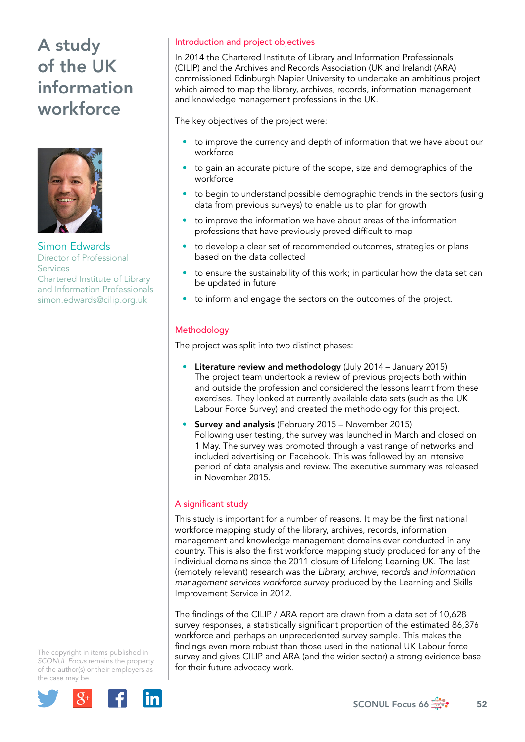# A study of the UK information workforce

**Simon Edwards**
Director of Professional Services
Chartered Institute of Library and Information Professionals
simon.edwards@cilip.org.uk

## Introduction and project objectives

In 2014 the Chartered Institute of Library and Information Professionals (CILIP) and the Archives and Records Association (UK and Ireland) (ARA) commissioned Edinburgh Napier University to undertake an ambitious project which aimed to map the library, archives, records, information management and knowledge management professions in the UK.

The key objectives of the project were:

- to improve the currency and depth of information that we have about our workforce
- to gain an accurate picture of the scope, size and demographics of the workforce
- to begin to understand possible demographic trends in the sectors (using data from previous surveys) to enable us to plan for growth
- to improve the information we have about areas of the information professions that have previously proved difficult to map
- to develop a clear set of recommended outcomes, strategies or plans based on the data collected
- to ensure the sustainability of this work; in particular how the data set can be updated in future
- to inform and engage the sectors on the outcomes of the project.

## Methodology

The project was split into two distinct phases:

- **Literature review and methodology** (July 2014 – January 2015)
  The project team undertook a review of previous projects both within and outside the profession and considered the lessons learnt from these exercises. They looked at currently available data sets (such as the UK Labour Force Survey) and created the methodology for this project.
- **Survey and analysis** (February 2015 – November 2015)
  Following user testing, the survey was launched in March and closed on 1 May. The survey was promoted through a vast range of networks and included advertising on Facebook. This was followed by an intensive period of data analysis and review. The executive summary was released in November 2015.

## A significant study

This study is important for a number of reasons. It may be the first national workforce mapping study of the library, archives, records, information management and knowledge management domains ever conducted in any country. This is also the first workforce mapping study produced for any of the individual domains since the 2011 closure of Lifelong Learning UK. The last (remotely relevant) research was the *Library, archive, records and information management services workforce survey* produced by the Learning and Skills Improvement Service in 2012.

The findings of the CILIP / ARA report are drawn from a data set of 10,628 survey responses, a statistically significant proportion of the estimated 86,376 workforce and perhaps an unprecedented survey sample. This makes the findings even more robust than those used in the national UK Labour force survey and gives CILIP and ARA (and the wider sector) a strong evidence base for their future advocacy work.

The copyright in items published in *SCONUL Focus* remains the property of the author(s) or their employers as the case may be.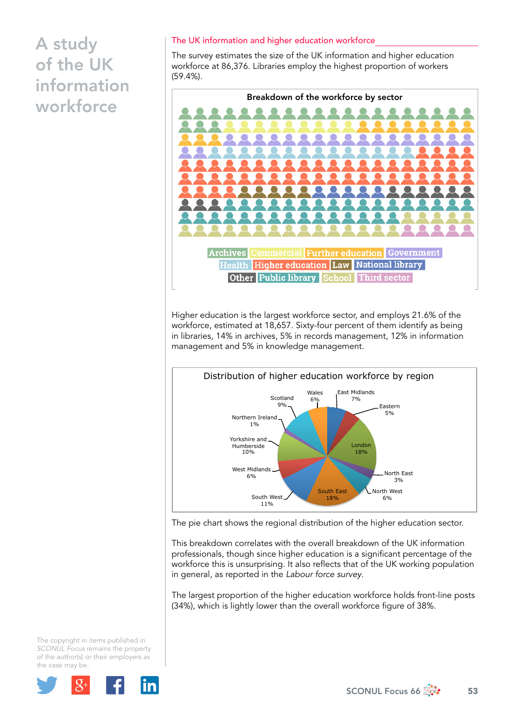## The UK information and higher education workforce

The survey estimates the size of the UK information and higher education workforce at 86,376. Libraries employ the highest proportion of workers (59.4%).

Breakdown of the workforce by sector

Archives | Commercial | Further education | Government | Health | Higher education | Law | National library | Other | Public library | School | Third sector

Higher education is the largest workforce sector, and employs 21.6% of the workforce, estimated at 18,657. Sixty-four percent of them identify as being in libraries, 14% in archives, 5% in records management, 12% in information management and 5% in knowledge management.

Distribution of higher education workforce by region

Wales 6%, East Midlands 7%, Eastern 5%, London 18%, North East 3%, North West 6%, South East 18%, South West 11%, West Midlands 6%, Yorkshire and Humberside 10%, Northern Ireland 1%, Scotland 9%

The pie chart shows the regional distribution of the higher education sector.

This breakdown correlates with the overall breakdown of the UK information professionals, though since higher education is a significant percentage of the workforce this is unsurprising. It also reflects that of the UK working population in general, as reported in the *Labour force survey*.

The largest proportion of the higher education workforce holds front-line posts (34%), which is lightly lower than the overall workforce figure of 38%.

The copyright in items published in *SCONUL Focus* remains the property of the author(s) or their employers as the case may be.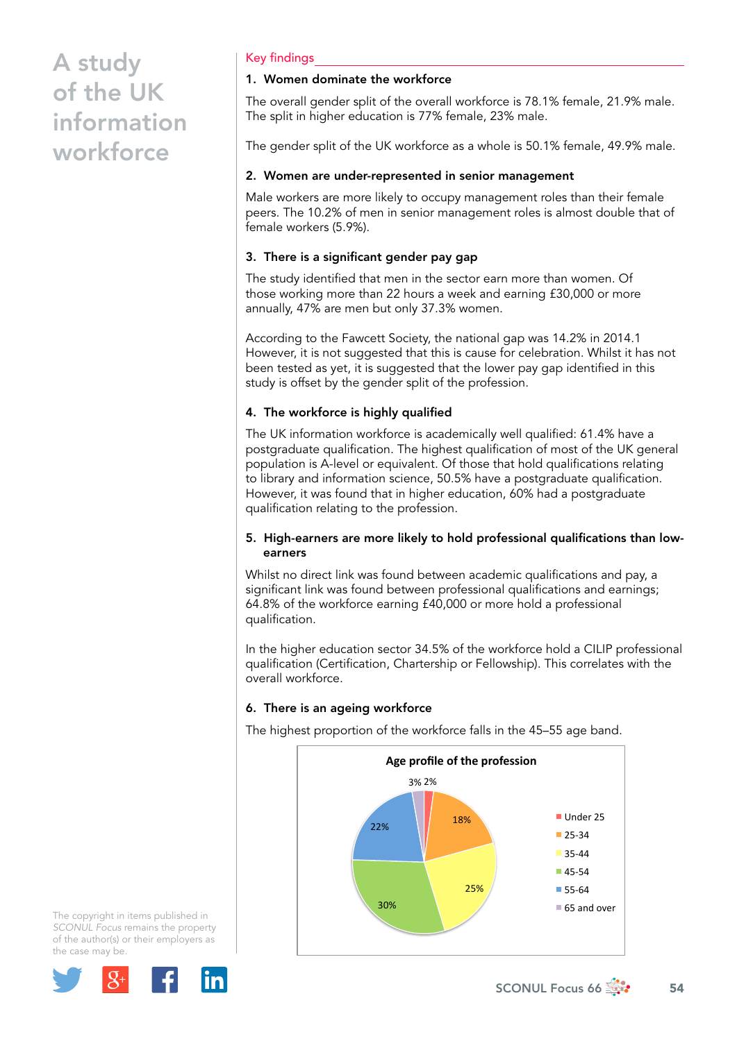# A study of the UK information workforce

## Key findings

### 1. Women dominate the workforce

The overall gender split of the overall workforce is 78.1% female, 21.9% male. The split in higher education is 77% female, 23% male.

The gender split of the UK workforce as a whole is 50.1% female, 49.9% male.

### 2. Women are under-represented in senior management

Male workers are more likely to occupy management roles than their female peers. The 10.2% of men in senior management roles is almost double that of female workers (5.9%).

### 3. There is a significant gender pay gap

The study identified that men in the sector earn more than women. Of those working more than 22 hours a week and earning £30,000 or more annually, 47% are men but only 37.3% women.

According to the Fawcett Society, the national gap was 14.2% in 2014.[1] However, it is not suggested that this is cause for celebration. Whilst it has not been tested as yet, it is suggested that the lower pay gap identified in this study is offset by the gender split of the profession.

### 4. The workforce is highly qualified

The UK information workforce is academically well qualified: 61.4% have a postgraduate qualification. The highest qualification of most of the UK general population is A-level or equivalent. Of those that hold qualifications relating to library and information science, 50.5% have a postgraduate qualification. However, it was found that in higher education, 60% had a postgraduate qualification relating to the profession.

### 5. High-earners are more likely to hold professional qualifications than low-earners

Whilst no direct link was found between academic qualifications and pay, a significant link was found between professional qualifications and earnings; 64.8% of the workforce earning £40,000 or more hold a professional qualification.

In the higher education sector 34.5% of the workforce hold a CILIP professional qualification (Certification, Chartership or Fellowship). This correlates with the overall workforce.

### 6. There is an ageing workforce

The highest proportion of the workforce falls in the 45–55 age band.

**Age profile of the profession**

| Age band | Percentage |
|---|---|
| Under 25 | 2% |
| 25-34 | 18% |
| 35-44 | 25% |
| 45-54 | 30% |
| 55-64 | 22% |
| 65 and over | 3% |

The copyright in items published in *SCONUL Focus* remains the property of the author(s) or their employers as the case may be.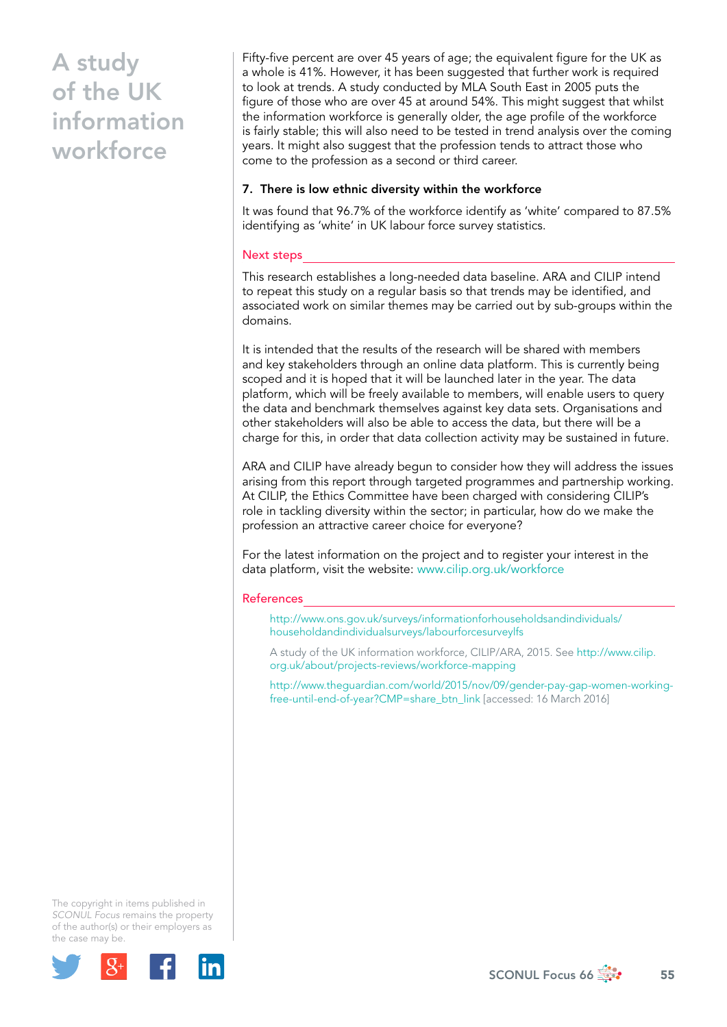Fifty-five percent are over 45 years of age; the equivalent figure for the UK as a whole is 41%. However, it has been suggested that further work is required to look at trends. A study conducted by MLA South East in 2005 puts the figure of those who are over 45 at around 54%. This might suggest that whilst the information workforce is generally older, the age profile of the workforce is fairly stable; this will also need to be tested in trend analysis over the coming years. It might also suggest that the profession tends to attract those who come to the profession as a second or third career.

**7. There is low ethnic diversity within the workforce**

It was found that 96.7% of the workforce identify as 'white' compared to 87.5% identifying as 'white' in UK labour force survey statistics.

## Next steps

This research establishes a long-needed data baseline. ARA and CILIP intend to repeat this study on a regular basis so that trends may be identified, and associated work on similar themes may be carried out by sub-groups within the domains.

It is intended that the results of the research will be shared with members and key stakeholders through an online data platform. This is currently being scoped and it is hoped that it will be launched later in the year. The data platform, which will be freely available to members, will enable users to query the data and benchmark themselves against key data sets. Organisations and other stakeholders will also be able to access the data, but there will be a charge for this, in order that data collection activity may be sustained in future.

ARA and CILIP have already begun to consider how they will address the issues arising from this report through targeted programmes and partnership working. At CILIP, the Ethics Committee have been charged with considering CILIP's role in tackling diversity within the sector; in particular, how do we make the profession an attractive career choice for everyone?

For the latest information on the project and to register your interest in the data platform, visit the website: www.cilip.org.uk/workforce

## References

http://www.ons.gov.uk/surveys/informationforhouseholdsandindividuals/householdandindividualsurveys/labourforcesurveylfs

A study of the UK information workforce, CILIP/ARA, 2015. See http://www.cilip.org.uk/about/projects-reviews/workforce-mapping

http://www.theguardian.com/world/2015/nov/09/gender-pay-gap-women-working-free-until-end-of-year?CMP=share_btn_link [accessed: 16 March 2016]

The copyright in items published in *SCONUL Focus* remains the property of the author(s) or their employers as the case may be.